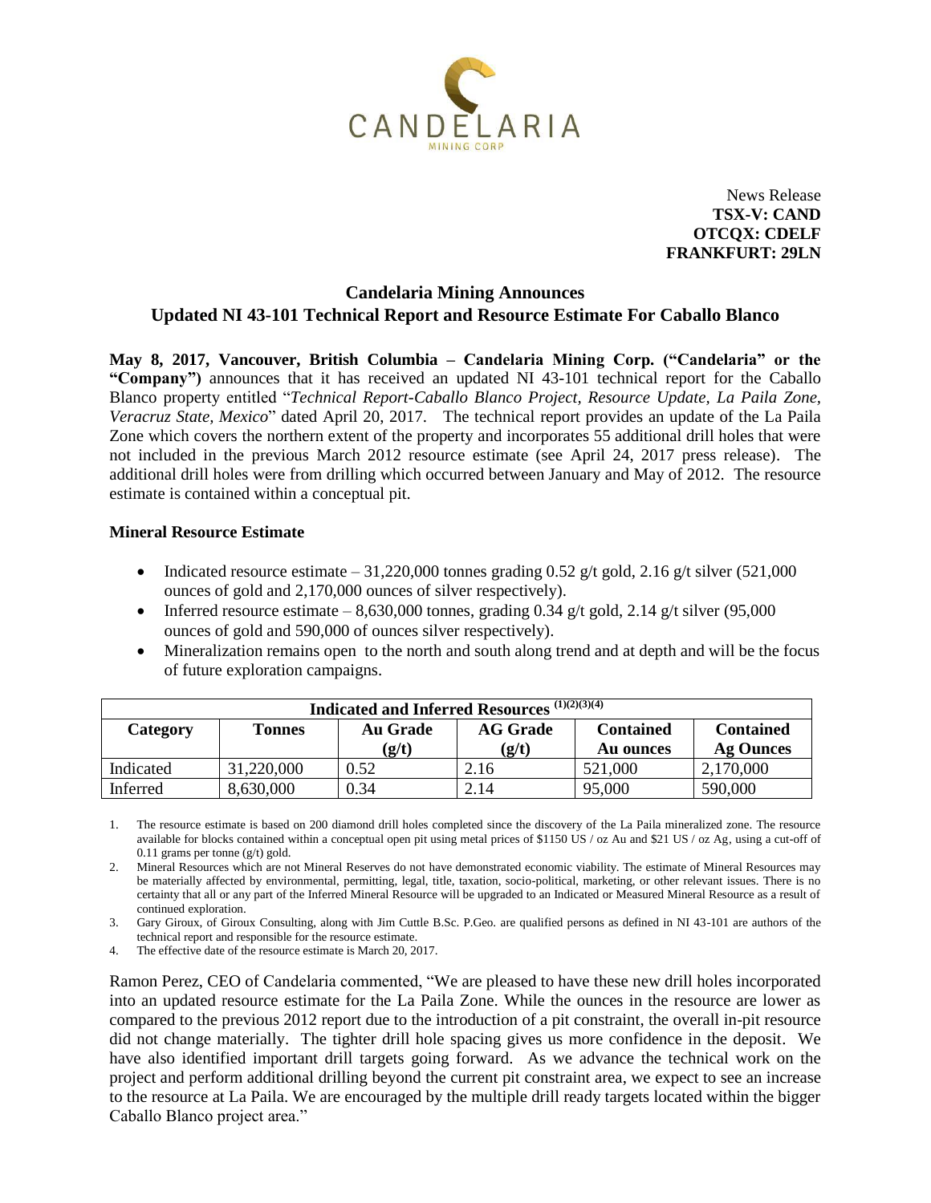CANDELARIA
MINING CORP

News Release
**TSX-V: CAND**
**OTCQX: CDELF**
**FRANKFURT: 29LN**

## Candelaria Mining Announces Updated NI 43-101 Technical Report and Resource Estimate For Caballo Blanco

**May 8, 2017, Vancouver, British Columbia – Candelaria Mining Corp. ("Candelaria" or the "Company")** announces that it has received an updated NI 43-101 technical report for the Caballo Blanco property entitled "*Technical Report-Caballo Blanco Project, Resource Update, La Paila Zone, Veracruz State, Mexico*" dated April 20, 2017. The technical report provides an update of the La Paila Zone which covers the northern extent of the property and incorporates 55 additional drill holes that were not included in the previous March 2012 resource estimate (see April 24, 2017 press release). The additional drill holes were from drilling which occurred between January and May of 2012. The resource estimate is contained within a conceptual pit.

### Mineral Resource Estimate

- Indicated resource estimate – 31,220,000 tonnes grading 0.52 g/t gold, 2.16 g/t silver (521,000 ounces of gold and 2,170,000 ounces of silver respectively).
- Inferred resource estimate – 8,630,000 tonnes, grading 0.34 g/t gold, 2.14 g/t silver (95,000 ounces of gold and 590,000 of ounces silver respectively).
- Mineralization remains open to the north and south along trend and at depth and will be the focus of future exploration campaigns.

| Indicated and Inferred Resources (1)(2)(3)(4) | | | | | |
|---|---|---|---|---|---|
| **Category** | **Tonnes** | **Au Grade (g/t)** | **AG Grade (g/t)** | **Contained Au ounces** | **Contained Ag Ounces** |
| Indicated | 31,220,000 | 0.52 | 2.16 | 521,000 | 2,170,000 |
| Inferred | 8,630,000 | 0.34 | 2.14 | 95,000 | 590,000 |

1. The resource estimate is based on 200 diamond drill holes completed since the discovery of the La Paila mineralized zone. The resource available for blocks contained within a conceptual open pit using metal prices of $1150 US / oz Au and $21 US / oz Ag, using a cut-off of 0.11 grams per tonne (g/t) gold.
2. Mineral Resources which are not Mineral Reserves do not have demonstrated economic viability. The estimate of Mineral Resources may be materially affected by environmental, permitting, legal, title, taxation, socio-political, marketing, or other relevant issues. There is no certainty that all or any part of the Inferred Mineral Resource will be upgraded to an Indicated or Measured Mineral Resource as a result of continued exploration.
3. Gary Giroux, of Giroux Consulting, along with Jim Cuttle B.Sc. P.Geo. are qualified persons as defined in NI 43-101 are authors of the technical report and responsible for the resource estimate.
4. The effective date of the resource estimate is March 20, 2017.

Ramon Perez, CEO of Candelaria commented, "We are pleased to have these new drill holes incorporated into an updated resource estimate for the La Paila Zone. While the ounces in the resource are lower as compared to the previous 2012 report due to the introduction of a pit constraint, the overall in-pit resource did not change materially. The tighter drill hole spacing gives us more confidence in the deposit. We have also identified important drill targets going forward. As we advance the technical work on the project and perform additional drilling beyond the current pit constraint area, we expect to see an increase to the resource at La Paila. We are encouraged by the multiple drill ready targets located within the bigger Caballo Blanco project area."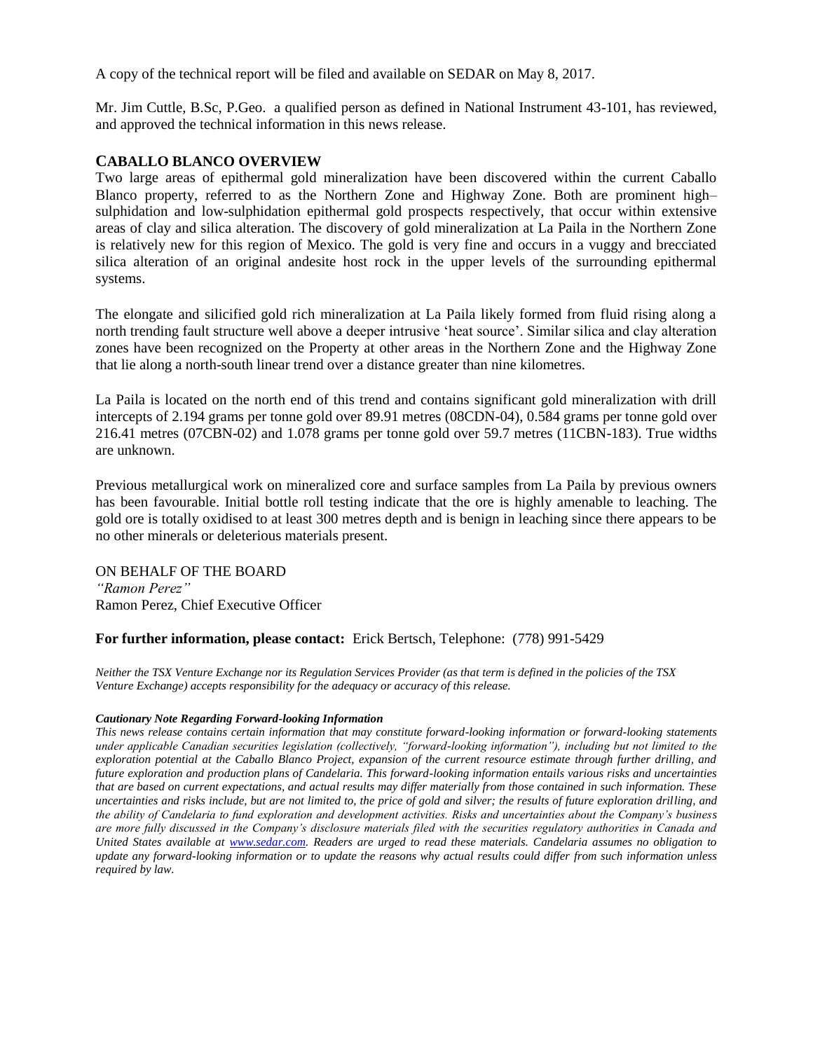A copy of the technical report will be filed and available on SEDAR on May 8, 2017.

Mr. Jim Cuttle, B.Sc, P.Geo. a qualified person as defined in National Instrument 43-101, has reviewed, and approved the technical information in this news release.

## CABALLO BLANCO OVERVIEW

Two large areas of epithermal gold mineralization have been discovered within the current Caballo Blanco property, referred to as the Northern Zone and Highway Zone. Both are prominent high–sulphidation and low-sulphidation epithermal gold prospects respectively, that occur within extensive areas of clay and silica alteration. The discovery of gold mineralization at La Paila in the Northern Zone is relatively new for this region of Mexico. The gold is very fine and occurs in a vuggy and brecciated silica alteration of an original andesite host rock in the upper levels of the surrounding epithermal systems.

The elongate and silicified gold rich mineralization at La Paila likely formed from fluid rising along a north trending fault structure well above a deeper intrusive 'heat source'. Similar silica and clay alteration zones have been recognized on the Property at other areas in the Northern Zone and the Highway Zone that lie along a north-south linear trend over a distance greater than nine kilometres.

La Paila is located on the north end of this trend and contains significant gold mineralization with drill intercepts of 2.194 grams per tonne gold over 89.91 metres (08CDN-04), 0.584 grams per tonne gold over 216.41 metres (07CBN-02) and 1.078 grams per tonne gold over 59.7 metres (11CBN-183). True widths are unknown.

Previous metallurgical work on mineralized core and surface samples from La Paila by previous owners has been favourable. Initial bottle roll testing indicate that the ore is highly amenable to leaching. The gold ore is totally oxidised to at least 300 metres depth and is benign in leaching since there appears to be no other minerals or deleterious materials present.

ON BEHALF OF THE BOARD
*"Ramon Perez"*
Ramon Perez, Chief Executive Officer

**For further information, please contact:** Erick Bertsch, Telephone: (778) 991-5429

*Neither the TSX Venture Exchange nor its Regulation Services Provider (as that term is defined in the policies of the TSX Venture Exchange) accepts responsibility for the adequacy or accuracy of this release.*

***Cautionary Note Regarding Forward-looking Information***

*This news release contains certain information that may constitute forward-looking information or forward-looking statements under applicable Canadian securities legislation (collectively, "forward-looking information"), including but not limited to the exploration potential at the Caballo Blanco Project, expansion of the current resource estimate through further drilling, and future exploration and production plans of Candelaria. This forward-looking information entails various risks and uncertainties that are based on current expectations, and actual results may differ materially from those contained in such information. These uncertainties and risks include, but are not limited to, the price of gold and silver; the results of future exploration drilling, and the ability of Candelaria to fund exploration and development activities. Risks and uncertainties about the Company's business are more fully discussed in the Company's disclosure materials filed with the securities regulatory authorities in Canada and United States available at www.sedar.com. Readers are urged to read these materials. Candelaria assumes no obligation to update any forward-looking information or to update the reasons why actual results could differ from such information unless required by law.*